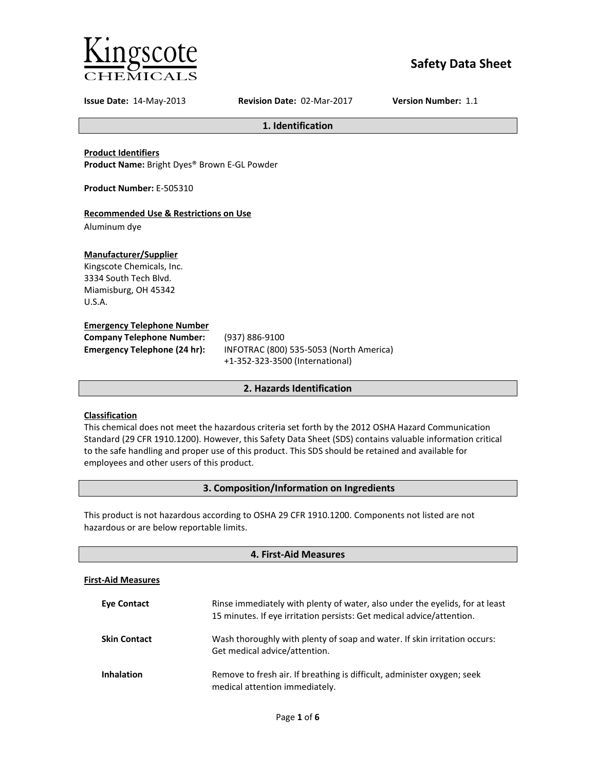Kingscote CHEMICALS

# Safety Data Sheet

**Issue Date:** 14-May-2013 **Revision Date:** 02-Mar-2017 **Version Number:** 1.1

## 1. Identification

**Product Identifiers**
**Product Name:** Bright Dyes® Brown E-GL Powder

**Product Number:** E-505310

**Recommended Use & Restrictions on Use**
Aluminum dye

**Manufacturer/Supplier**
Kingscote Chemicals, Inc.
3334 South Tech Blvd.
Miamisburg, OH 45342
U.S.A.

**Emergency Telephone Number**

| | |
|---|---|
| **Company Telephone Number:** | (937) 886-9100 |
| **Emergency Telephone (24 hr):** | INFOTRAC (800) 535-5053 (North America)<br>+1-352-323-3500 (International) |

## 2. Hazards Identification

**Classification**
This chemical does not meet the hazardous criteria set forth by the 2012 OSHA Hazard Communication Standard (29 CFR 1910.1200). However, this Safety Data Sheet (SDS) contains valuable information critical to the safe handling and proper use of this product. This SDS should be retained and available for employees and other users of this product.

## 3. Composition/Information on Ingredients

This product is not hazardous according to OSHA 29 CFR 1910.1200. Components not listed are not hazardous or are below reportable limits.

## 4. First-Aid Measures

**First-Aid Measures**

| | |
|---|---|
| **Eye Contact** | Rinse immediately with plenty of water, also under the eyelids, for at least 15 minutes. If eye irritation persists: Get medical advice/attention. |
| **Skin Contact** | Wash thoroughly with plenty of soap and water. If skin irritation occurs: Get medical advice/attention. |
| **Inhalation** | Remove to fresh air. If breathing is difficult, administer oxygen; seek medical attention immediately. |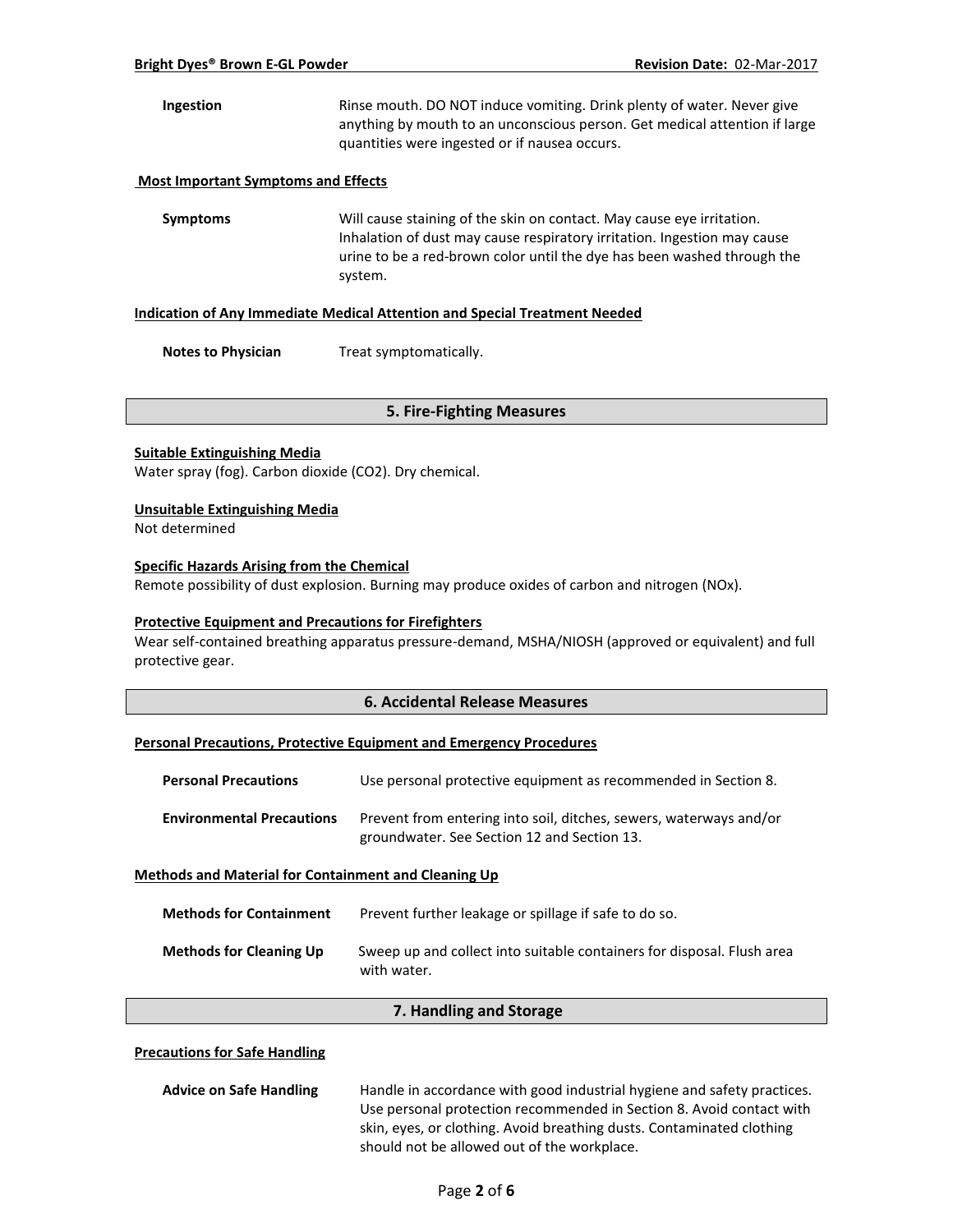| | |
|---|---|
| **Ingestion** | Rinse mouth. DO NOT induce vomiting. Drink plenty of water. Never give anything by mouth to an unconscious person. Get medical attention if large quantities were ingested or if nausea occurs. |

**Most Important Symptoms and Effects**

| | |
|---|---|
| **Symptoms** | Will cause staining of the skin on contact. May cause eye irritation. Inhalation of dust may cause respiratory irritation. Ingestion may cause urine to be a red-brown color until the dye has been washed through the system. |

**Indication of Any Immediate Medical Attention and Special Treatment Needed**

| | |
|---|---|
| **Notes to Physician** | Treat symptomatically. |

## 5. Fire-Fighting Measures

**Suitable Extinguishing Media**

Water spray (fog). Carbon dioxide ($CO_2$). Dry chemical.

**Unsuitable Extinguishing Media**

Not determined

**Specific Hazards Arising from the Chemical**

Remote possibility of dust explosion. Burning may produce oxides of carbon and nitrogen (NOx).

**Protective Equipment and Precautions for Firefighters**

Wear self-contained breathing apparatus pressure-demand, MSHA/NIOSH (approved or equivalent) and full protective gear.

## 6. Accidental Release Measures

**Personal Precautions, Protective Equipment and Emergency Procedures**

| | |
|---|---|
| **Personal Precautions** | Use personal protective equipment as recommended in Section 8. |
| **Environmental Precautions** | Prevent from entering into soil, ditches, sewers, waterways and/or groundwater. See Section 12 and Section 13. |

**Methods and Material for Containment and Cleaning Up**

| | |
|---|---|
| **Methods for Containment** | Prevent further leakage or spillage if safe to do so. |
| **Methods for Cleaning Up** | Sweep up and collect into suitable containers for disposal. Flush area with water. |

## 7. Handling and Storage

**Precautions for Safe Handling**

| | |
|---|---|
| **Advice on Safe Handling** | Handle in accordance with good industrial hygiene and safety practices. Use personal protection recommended in Section 8. Avoid contact with skin, eyes, or clothing. Avoid breathing dusts. Contaminated clothing should not be allowed out of the workplace. |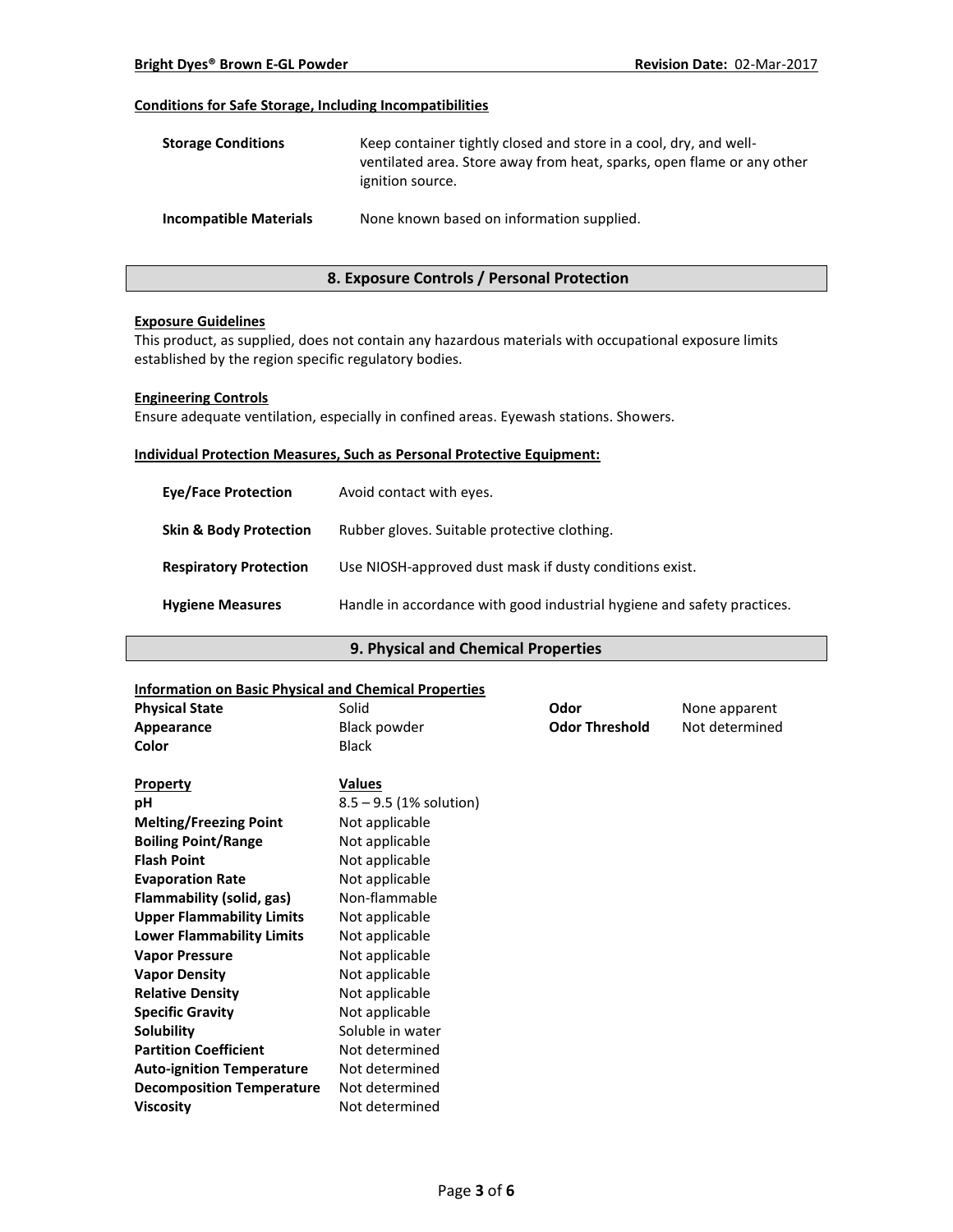**Conditions for Safe Storage, Including Incompatibilities**

| | |
|---|---|
| **Storage Conditions** | Keep container tightly closed and store in a cool, dry, and well-ventilated area. Store away from heat, sparks, open flame or any other ignition source. |
| **Incompatible Materials** | None known based on information supplied. |

## 8. Exposure Controls / Personal Protection

**Exposure Guidelines**

This product, as supplied, does not contain any hazardous materials with occupational exposure limits established by the region specific regulatory bodies.

**Engineering Controls**

Ensure adequate ventilation, especially in confined areas. Eyewash stations. Showers.

**Individual Protection Measures, Such as Personal Protective Equipment:**

| | |
|---|---|
| **Eye/Face Protection** | Avoid contact with eyes. |
| **Skin & Body Protection** | Rubber gloves. Suitable protective clothing. |
| **Respiratory Protection** | Use NIOSH-approved dust mask if dusty conditions exist. |
| **Hygiene Measures** | Handle in accordance with good industrial hygiene and safety practices. |

## 9. Physical and Chemical Properties

**Information on Basic Physical and Chemical Properties**

| | | | |
|---|---|---|---|
| **Physical State** | Solid | **Odor** | None apparent |
| **Appearance** | Black powder | **Odor Threshold** | Not determined |
| **Color** | Black | | |

| **Property** | **Values** |
|---|---|
| **pH** | 8.5 – 9.5 (1% solution) |
| **Melting/Freezing Point** | Not applicable |
| **Boiling Point/Range** | Not applicable |
| **Flash Point** | Not applicable |
| **Evaporation Rate** | Not applicable |
| **Flammability (solid, gas)** | Non-flammable |
| **Upper Flammability Limits** | Not applicable |
| **Lower Flammability Limits** | Not applicable |
| **Vapor Pressure** | Not applicable |
| **Vapor Density** | Not applicable |
| **Relative Density** | Not applicable |
| **Specific Gravity** | Not applicable |
| **Solubility** | Soluble in water |
| **Partition Coefficient** | Not determined |
| **Auto-ignition Temperature** | Not determined |
| **Decomposition Temperature** | Not determined |
| **Viscosity** | Not determined |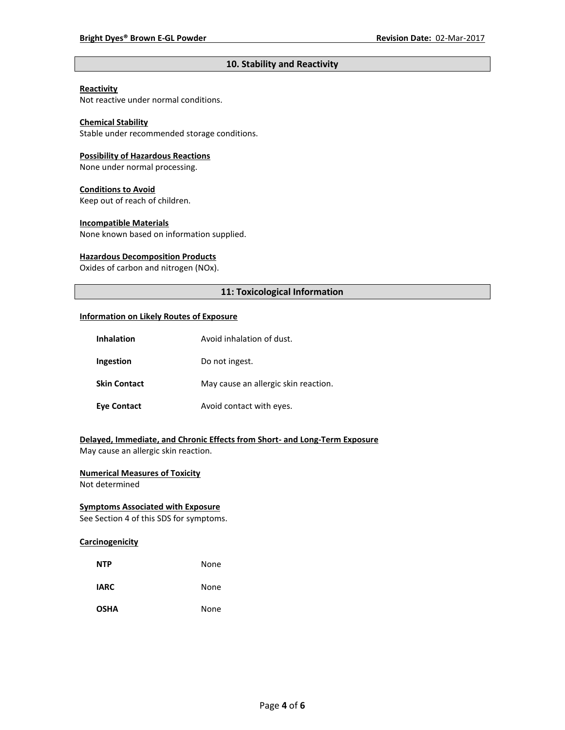## 10. Stability and Reactivity

**Reactivity**
Not reactive under normal conditions.

**Chemical Stability**
Stable under recommended storage conditions.

**Possibility of Hazardous Reactions**
None under normal processing.

**Conditions to Avoid**
Keep out of reach of children.

**Incompatible Materials**
None known based on information supplied.

**Hazardous Decomposition Products**
Oxides of carbon and nitrogen (NOx).

## 11: Toxicological Information

**Information on Likely Routes of Exposure**

| | |
|---|---|
| **Inhalation** | Avoid inhalation of dust. |
| **Ingestion** | Do not ingest. |
| **Skin Contact** | May cause an allergic skin reaction. |
| **Eye Contact** | Avoid contact with eyes. |

**Delayed, Immediate, and Chronic Effects from Short- and Long-Term Exposure**
May cause an allergic skin reaction.

**Numerical Measures of Toxicity**
Not determined

**Symptoms Associated with Exposure**
See Section 4 of this SDS for symptoms.

**Carcinogenicity**

| | |
|---|---|
| **NTP** | None |
| **IARC** | None |
| **OSHA** | None |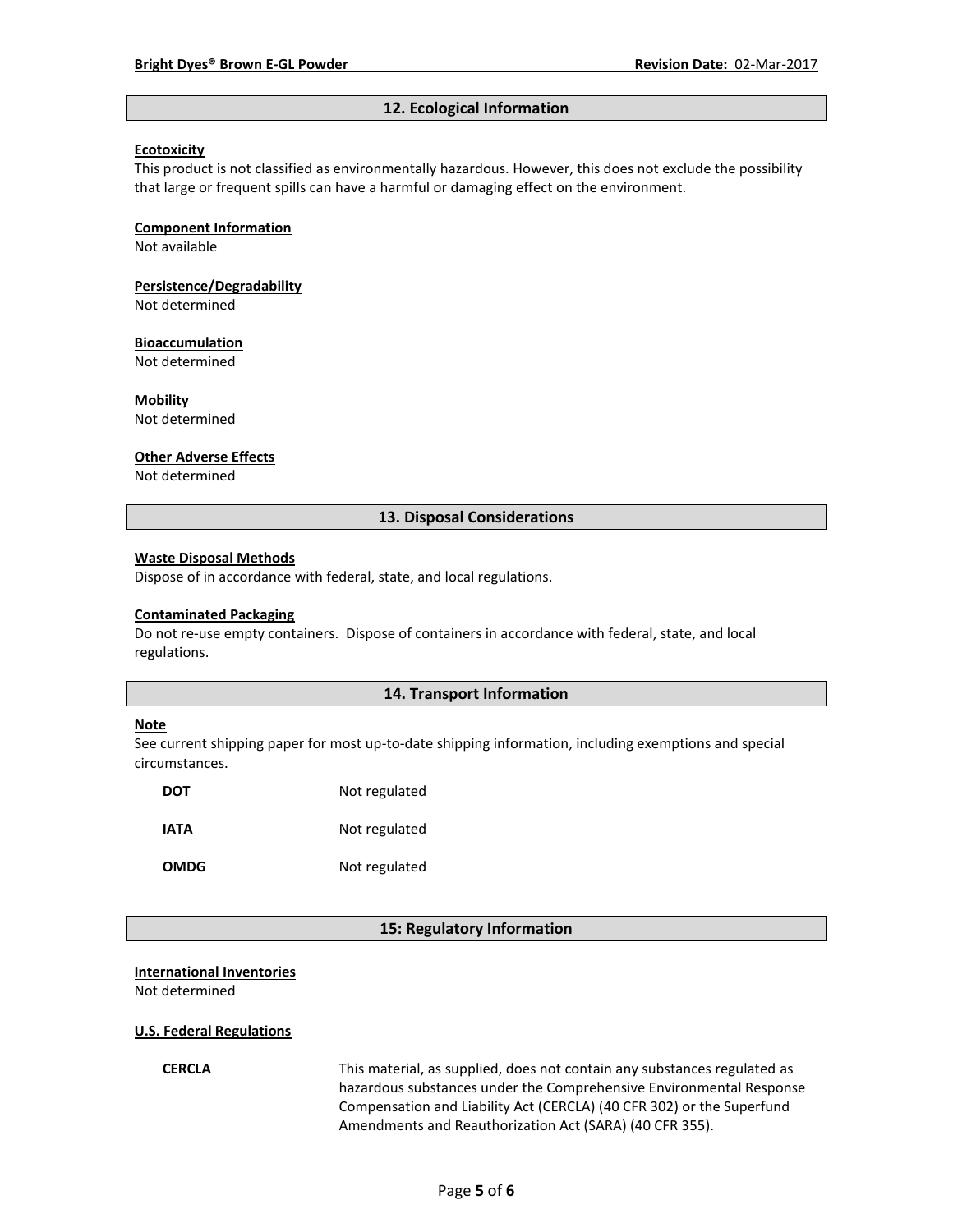## 12. Ecological Information

**Ecotoxicity**

This product is not classified as environmentally hazardous. However, this does not exclude the possibility that large or frequent spills can have a harmful or damaging effect on the environment.

**Component Information**

Not available

**Persistence/Degradability**

Not determined

**Bioaccumulation**

Not determined

**Mobility**

Not determined

**Other Adverse Effects**

Not determined

## 13. Disposal Considerations

**Waste Disposal Methods**

Dispose of in accordance with federal, state, and local regulations.

**Contaminated Packaging**

Do not re-use empty containers. Dispose of containers in accordance with federal, state, and local regulations.

## 14. Transport Information

**Note**

See current shipping paper for most up-to-date shipping information, including exemptions and special circumstances.

| | |
|---|---|
| **DOT** | Not regulated |
| **IATA** | Not regulated |
| **OMDG** | Not regulated |

## 15: Regulatory Information

**International Inventories**

Not determined

**U.S. Federal Regulations**

| | |
|---|---|
| **CERCLA** | This material, as supplied, does not contain any substances regulated as hazardous substances under the Comprehensive Environmental Response Compensation and Liability Act (CERCLA) (40 CFR 302) or the Superfund Amendments and Reauthorization Act (SARA) (40 CFR 355). |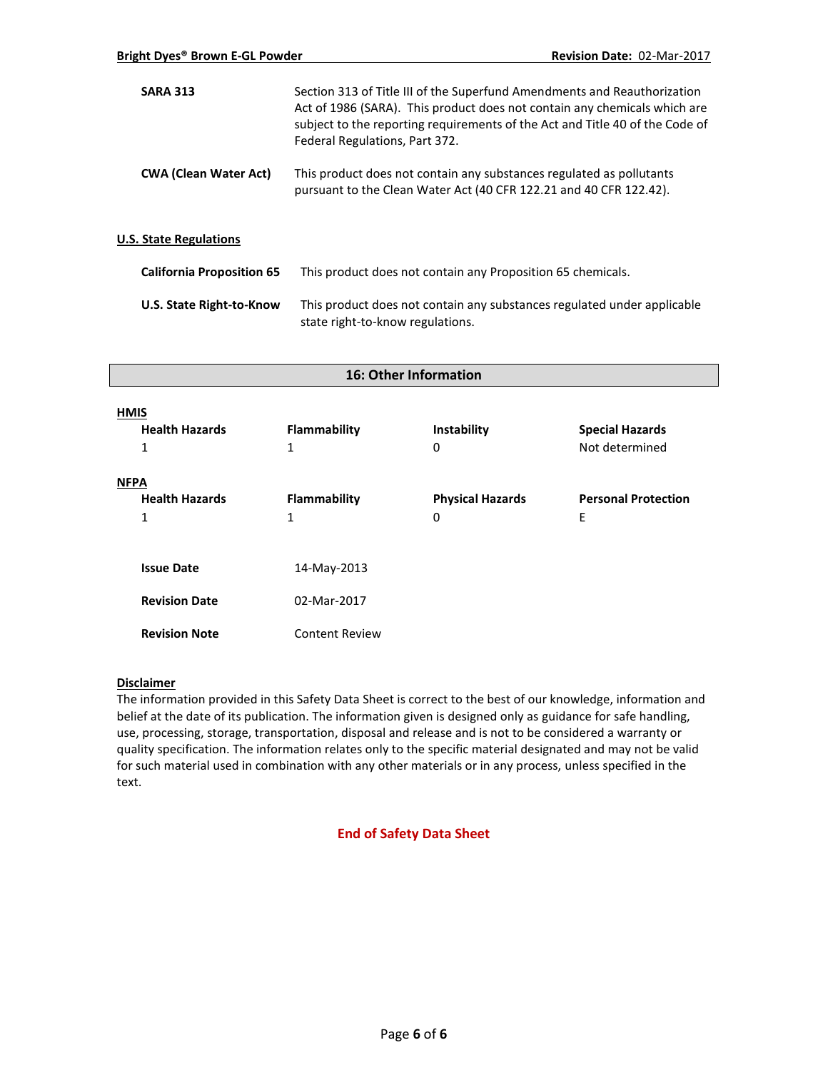**SARA 313** — Section 313 of Title III of the Superfund Amendments and Reauthorization Act of 1986 (SARA). This product does not contain any chemicals which are subject to the reporting requirements of the Act and Title 40 of the Code of Federal Regulations, Part 372.

**CWA (Clean Water Act)** — This product does not contain any substances regulated as pollutants pursuant to the Clean Water Act (40 CFR 122.21 and 40 CFR 122.42).

## U.S. State Regulations

**California Proposition 65** — This product does not contain any Proposition 65 chemicals.

**U.S. State Right-to-Know** — This product does not contain any substances regulated under applicable state right-to-know regulations.

## 16: Other Information

**HMIS**

| Health Hazards | Flammability | Instability | Special Hazards |
|---|---|---|---|
| 1 | 1 | 0 | Not determined |

**NFPA**

| Health Hazards | Flammability | Physical Hazards | Personal Protection |
|---|---|---|---|
| 1 | 1 | 0 | E |

| | |
|---|---|
| **Issue Date** | 14-May-2013 |
| **Revision Date** | 02-Mar-2017 |
| **Revision Note** | Content Review |

**Disclaimer**

The information provided in this Safety Data Sheet is correct to the best of our knowledge, information and belief at the date of its publication. The information given is designed only as guidance for safe handling, use, processing, storage, transportation, disposal and release and is not to be considered a warranty or quality specification. The information relates only to the specific material designated and may not be valid for such material used in combination with any other materials or in any process, unless specified in the text.

**End of Safety Data Sheet**